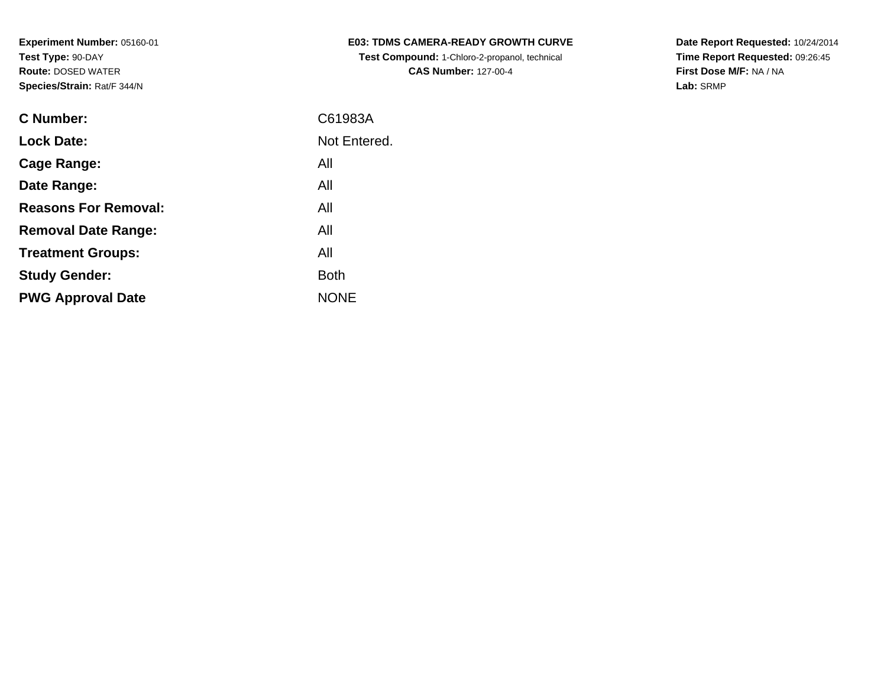**Experiment Number:** 05160-01
**Test Type:** 90-DAY
**Route:** DOSED WATER
**Species/Strain:** Rat/F 344/N

**E03: TDMS CAMERA-READY GROWTH CURVE**
**Test Compound:** 1-Chloro-2-propanol, technical
**CAS Number:** 127-00-4

**Date Report Requested:** 10/24/2014
**Time Report Requested:** 09:26:45
**First Dose M/F:** NA / NA
**Lab:** SRMP

| | |
|---|---|
| **C Number:** | C61983A |
| **Lock Date:** | Not Entered. |
| **Cage Range:** | All |
| **Date Range:** | All |
| **Reasons For Removal:** | All |
| **Removal Date Range:** | All |
| **Treatment Groups:** | All |
| **Study Gender:** | Both |
| **PWG Approval Date** | NONE |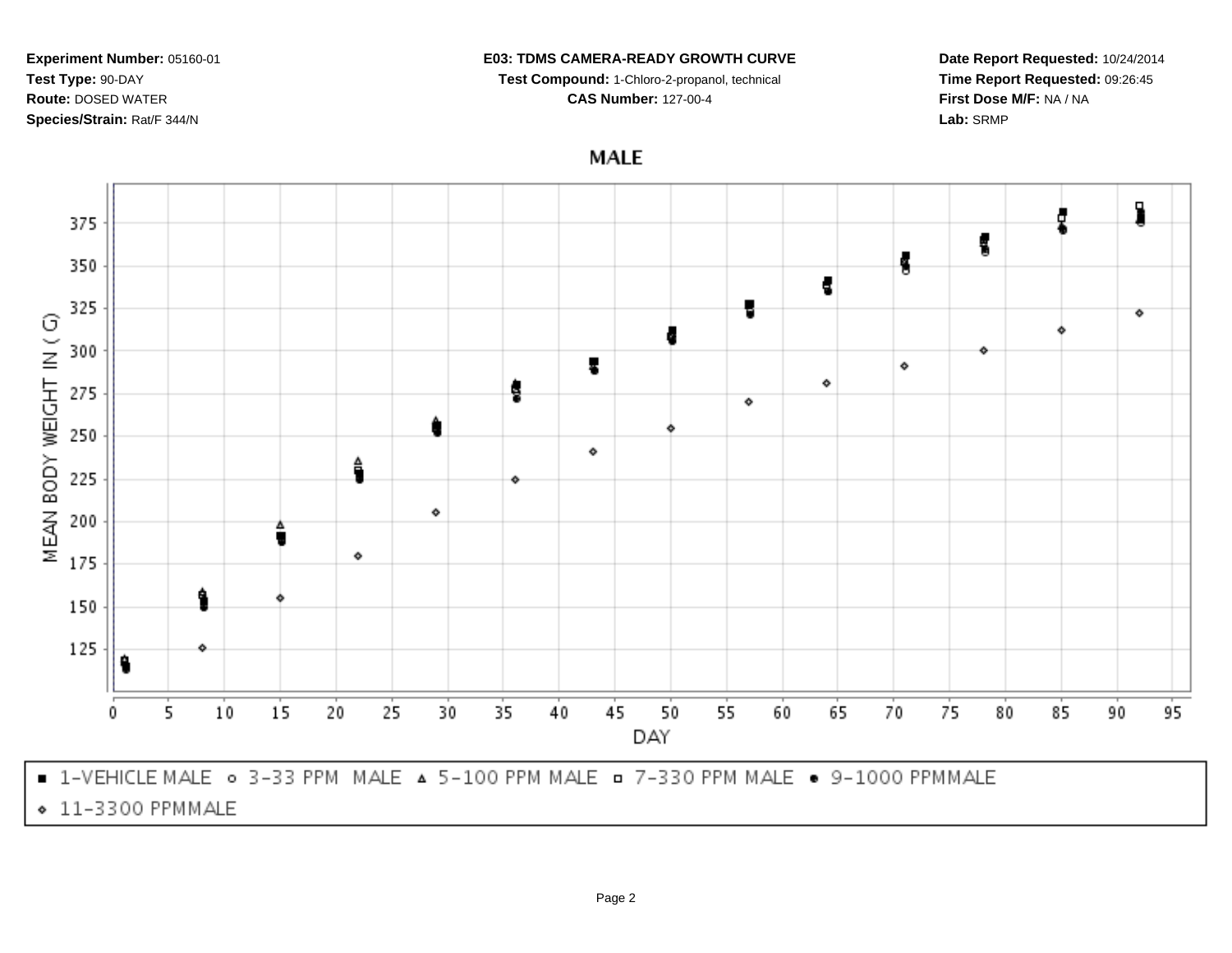**Experiment Number:** 05160-01
**Test Type:** 90-DAY
**Route:** DOSED WATER
**Species/Strain:** Rat/F 344/N

**E03: TDMS CAMERA-READY GROWTH CURVE**
**Test Compound:** 1-Chloro-2-propanol, technical
**CAS Number:** 127-00-4

**Date Report Requested:** 10/24/2014
**Time Report Requested:** 09:26:45
**First Dose M/F:** NA / NA
**Lab:** SRMP

MALE

MEAN BODY WEIGHT IN ( G)

DAY

▪ 1-VEHICLE MALE ∘ 3-33 PPM MALE ▵ 5-100 PPM MALE ▫ 7-330 PPM MALE • 9-1000 PPMMALE ⋄ 11-3300 PPMMALE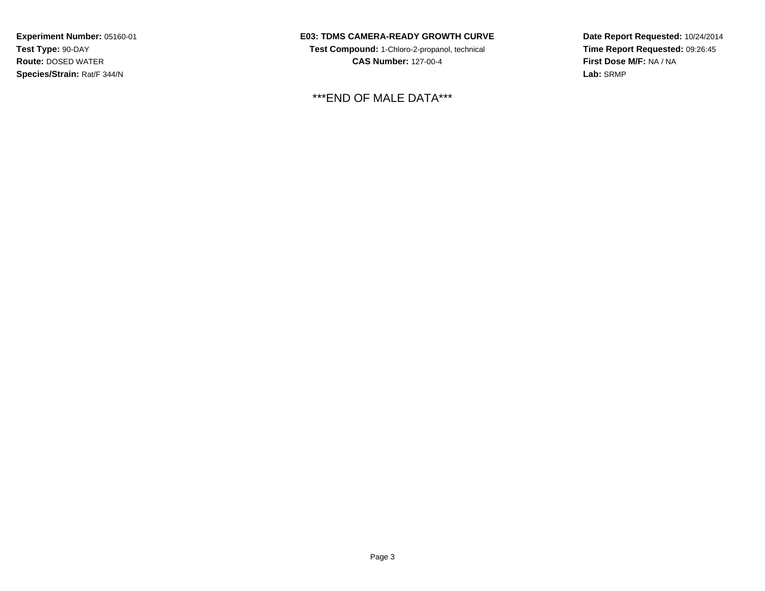**Experiment Number:** 05160-01
**Test Type:** 90-DAY
**Route:** DOSED WATER
**Species/Strain:** Rat/F 344/N

**E03: TDMS CAMERA-READY GROWTH CURVE**
**Test Compound:** 1-Chloro-2-propanol, technical
**CAS Number:** 127-00-4

**Date Report Requested:** 10/24/2014
**Time Report Requested:** 09:26:45
**First Dose M/F:** NA / NA
**Lab:** SRMP

***END OF MALE DATA***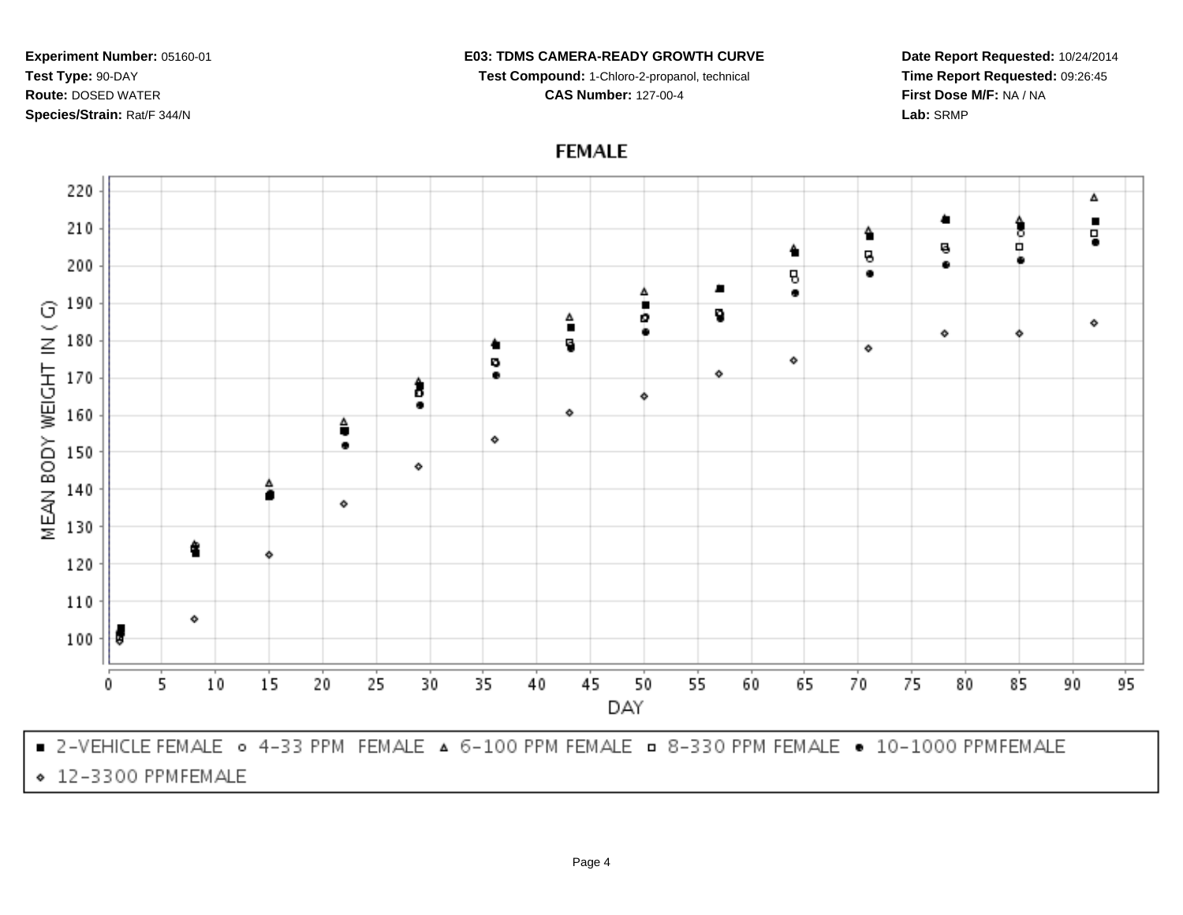**Experiment Number:** 05160-01
**Test Type:** 90-DAY
**Route:** DOSED WATER
**Species/Strain:** Rat/F 344/N

**E03: TDMS CAMERA-READY GROWTH CURVE**
**Test Compound:** 1-Chloro-2-propanol, technical
**CAS Number:** 127-00-4

**Date Report Requested:** 10/24/2014
**Time Report Requested:** 09:26:45
**First Dose M/F:** NA / NA
**Lab:** SRMP

## FEMALE

MEAN BODY WEIGHT IN ( G )

DAY

■ 2-VEHICLE FEMALE ○ 4-33 PPM FEMALE △ 6-100 PPM FEMALE □ 8-330 PPM FEMALE ● 10-1000 PPMFEMALE ◇ 12-3300 PPMFEMALE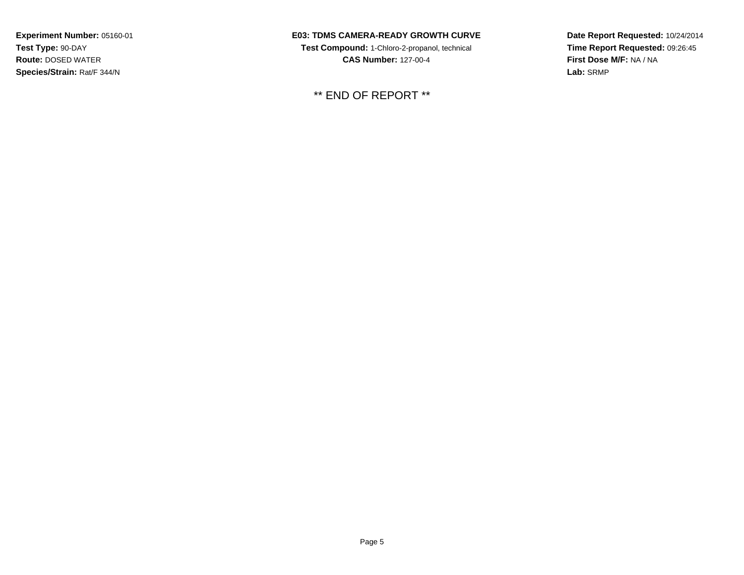**Experiment Number:** 05160-01
**Test Type:** 90-DAY
**Route:** DOSED WATER
**Species/Strain:** Rat/F 344/N

**E03: TDMS CAMERA-READY GROWTH CURVE**
**Test Compound:** 1-Chloro-2-propanol, technical
**CAS Number:** 127-00-4

**Date Report Requested:** 10/24/2014
**Time Report Requested:** 09:26:45
**First Dose M/F:** NA / NA
**Lab:** SRMP

** END OF REPORT **